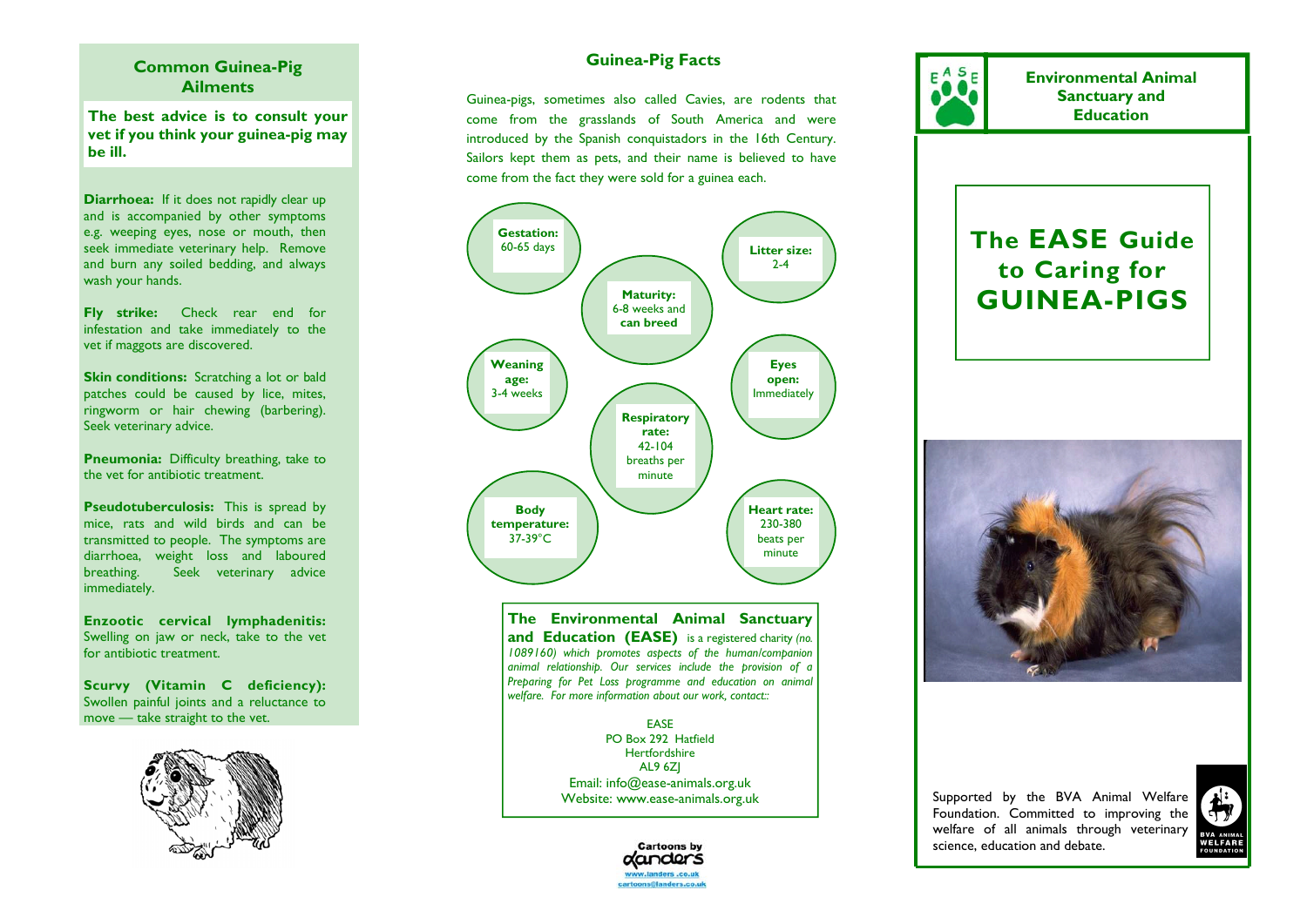## Common Guinea-Pig Ailments

**The best advice is to consult your vet if you think your guinea-pig may be ill.**

**Diarrhoea:** If it does not rapidly clear up and is accompanied by other symptoms e.g. weeping eyes, nose or mouth, then seek immediate veterinary help. Remove and burn any soiled bedding, and always wash your hands.

**Fly strike:** Check rear end for infestation and take immediately to the vet if maggots are discovered.

**Skin conditions:** Scratching a lot or bald patches could be caused by lice, mites, ringworm or hair chewing (barbering). Seek veterinary advice.

**Pneumonia:** Difficulty breathing, take to the vet for antibiotic treatment.

**Pseudotuberculosis:** This is spread by mice, rats and wild birds and can be transmitted to people. The symptoms are diarrhoea, weight loss and laboured breathing. Seek veterinary advice immediately.

**Enzootic cervical lymphadenitis:** Swelling on jaw or neck, take to the vet for antibiotic treatment.

**Scurvy (Vitamin C deficiency):** Swollen painful joints and a reluctance to move — take straight to the vet.

## Guinea-Pig Facts

Guinea-pigs, sometimes also called Cavies, are rodents that come from the grasslands of South America and were introduced by the Spanish conquistadors in the 16th Century. Sailors kept them as pets, and their name is believed to have come from the fact they were sold for a guinea each.

- **Gestation:** 60-65 days
- **Litter size:** 2-4
- **Maturity:** 6-8 weeks and **can breed**
- **Weaning age:** 3-4 weeks
- **Eyes open:** Immediately
- **Respiratory rate:** 42-104 breaths per minute
- **Body temperature:** 37-39°C
- **Heart rate:** 230-380 beats per minute

**The Environmental Animal Sanctuary and Education (EASE)** is a registered charity *(no. 1089160) which promotes aspects of the human/companion animal relationship. Our services include the provision of a Preparing for Pet Loss programme and education on animal welfare. For more information about our work, contact::*

EASE
PO Box 292 Hatfield
Hertfordshire
AL9 6ZJ
Email: info@ease-animals.org.uk
Website: www.ease-animals.org.uk

Cartoons by Landers
www.landers.co.uk
cartoons@landers.co.uk

**Environmental Animal Sanctuary and Education**

# The EASE Guide to Caring for GUINEA-PIGS

Supported by the BVA Animal Welfare Foundation. Committed to improving the welfare of all animals through veterinary science, education and debate.

BVA ANIMAL WELFARE FOUNDATION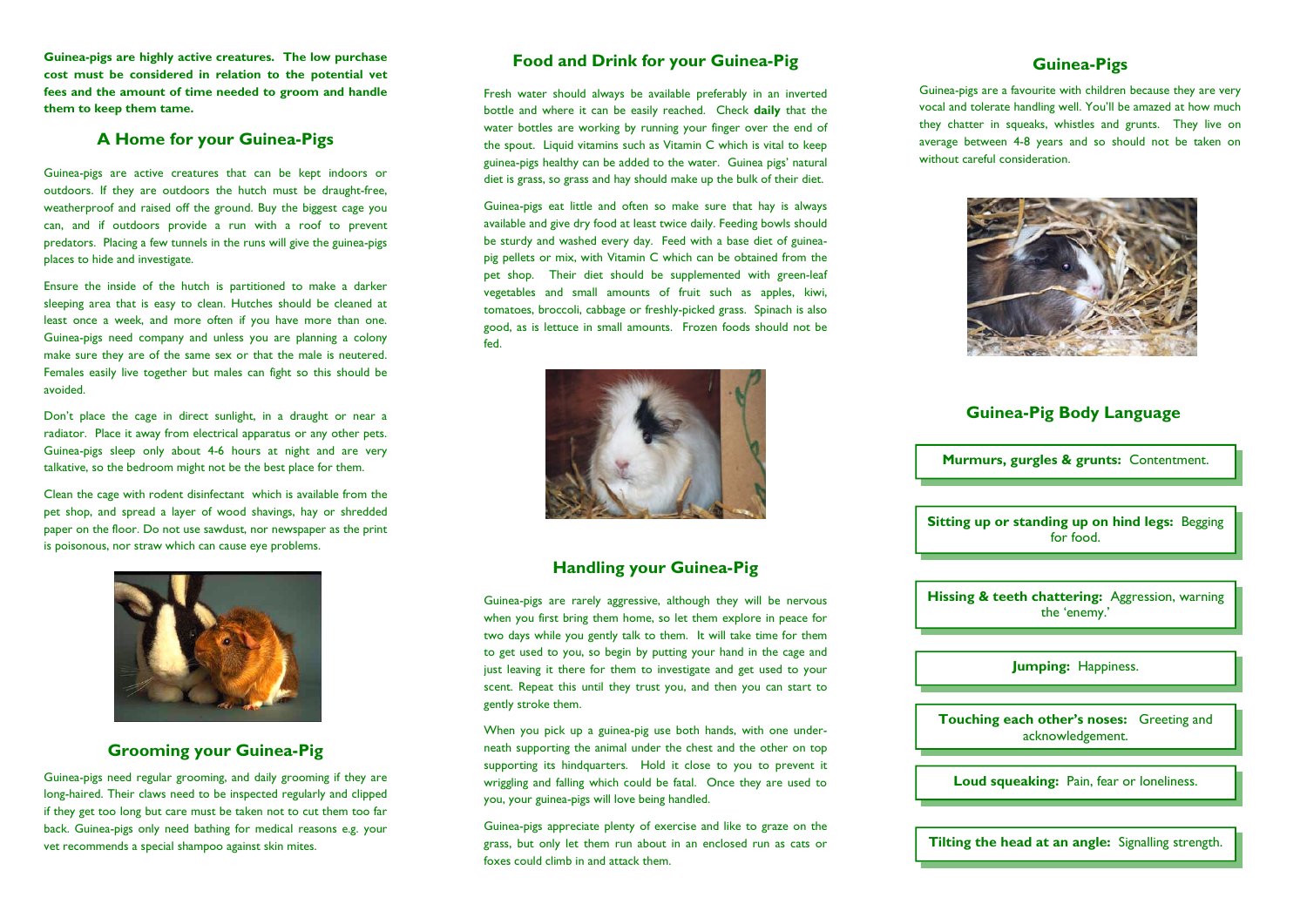**Guinea-pigs are highly active creatures. The low purchase cost must be considered in relation to the potential vet fees and the amount of time needed to groom and handle them to keep them tame.**

## A Home for your Guinea-Pigs

Guinea-pigs are active creatures that can be kept indoors or outdoors. If they are outdoors the hutch must be draught-free, weatherproof and raised off the ground. Buy the biggest cage you can, and if outdoors provide a run with a roof to prevent predators. Placing a few tunnels in the runs will give the guinea-pigs places to hide and investigate.

Ensure the inside of the hutch is partitioned to make a darker sleeping area that is easy to clean. Hutches should be cleaned at least once a week, and more often if you have more than one. Guinea-pigs need company and unless you are planning a colony make sure they are of the same sex or that the male is neutered. Females easily live together but males can fight so this should be avoided.

Don't place the cage in direct sunlight, in a draught or near a radiator. Place it away from electrical apparatus or any other pets. Guinea-pigs sleep only about 4-6 hours at night and are very talkative, so the bedroom might not be the best place for them.

Clean the cage with rodent disinfectant which is available from the pet shop, and spread a layer of wood shavings, hay or shredded paper on the floor. Do not use sawdust, nor newspaper as the print is poisonous, nor straw which can cause eye problems.

## Grooming your Guinea-Pig

Guinea-pigs need regular grooming, and daily grooming if they are long-haired. Their claws need to be inspected regularly and clipped if they get too long but care must be taken not to cut them too far back. Guinea-pigs only need bathing for medical reasons e.g. your vet recommends a special shampoo against skin mites.

## Food and Drink for your Guinea-Pig

Fresh water should always be available preferably in an inverted bottle and where it can be easily reached. Check **daily** that the water bottles are working by running your finger over the end of the spout. Liquid vitamins such as Vitamin C which is vital to keep guinea-pigs healthy can be added to the water. Guinea pigs' natural diet is grass, so grass and hay should make up the bulk of their diet.

Guinea-pigs eat little and often so make sure that hay is always available and give dry food at least twice daily. Feeding bowls should be sturdy and washed every day. Feed with a base diet of guinea-pig pellets or mix, with Vitamin C which can be obtained from the pet shop. Their diet should be supplemented with green-leaf vegetables and small amounts of fruit such as apples, kiwi, tomatoes, broccoli, cabbage or freshly-picked grass. Spinach is also good, as is lettuce in small amounts. Frozen foods should not be fed.

## Handling your Guinea-Pig

Guinea-pigs are rarely aggressive, although they will be nervous when you first bring them home, so let them explore in peace for two days while you gently talk to them. It will take time for them to get used to you, so begin by putting your hand in the cage and just leaving it there for them to investigate and get used to your scent. Repeat this until they trust you, and then you can start to gently stroke them.

When you pick up a guinea-pig use both hands, with one underneath supporting the animal under the chest and the other on top supporting its hindquarters. Hold it close to you to prevent it wriggling and falling which could be fatal. Once they are used to you, your guinea-pigs will love being handled.

Guinea-pigs appreciate plenty of exercise and like to graze on the grass, but only let them run about in an enclosed run as cats or foxes could climb in and attack them.

## Guinea-Pigs

Guinea-pigs are a favourite with children because they are very vocal and tolerate handling well. You'll be amazed at how much they chatter in squeaks, whistles and grunts. They live on average between 4-8 years and so should not be taken on without careful consideration.

## Guinea-Pig Body Language

**Murmurs, gurgles & grunts:** Contentment.

**Sitting up or standing up on hind legs:** Begging for food.

**Hissing & teeth chattering:** Aggression, warning the 'enemy.'

**Jumping:** Happiness.

**Touching each other's noses:** Greeting and acknowledgement.

**Loud squeaking:** Pain, fear or loneliness.

**Tilting the head at an angle:** Signalling strength.